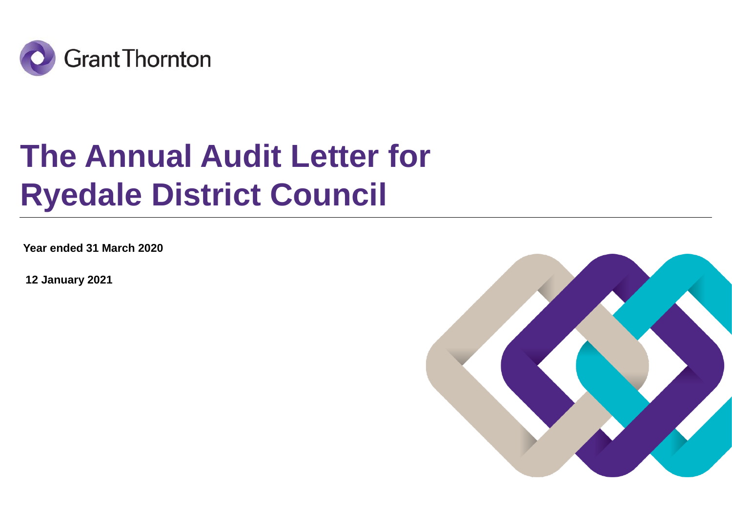Grant Thornton

# The Annual Audit Letter for Ryedale District Council

**Year ended 31 March 2020**

**12 January 2021**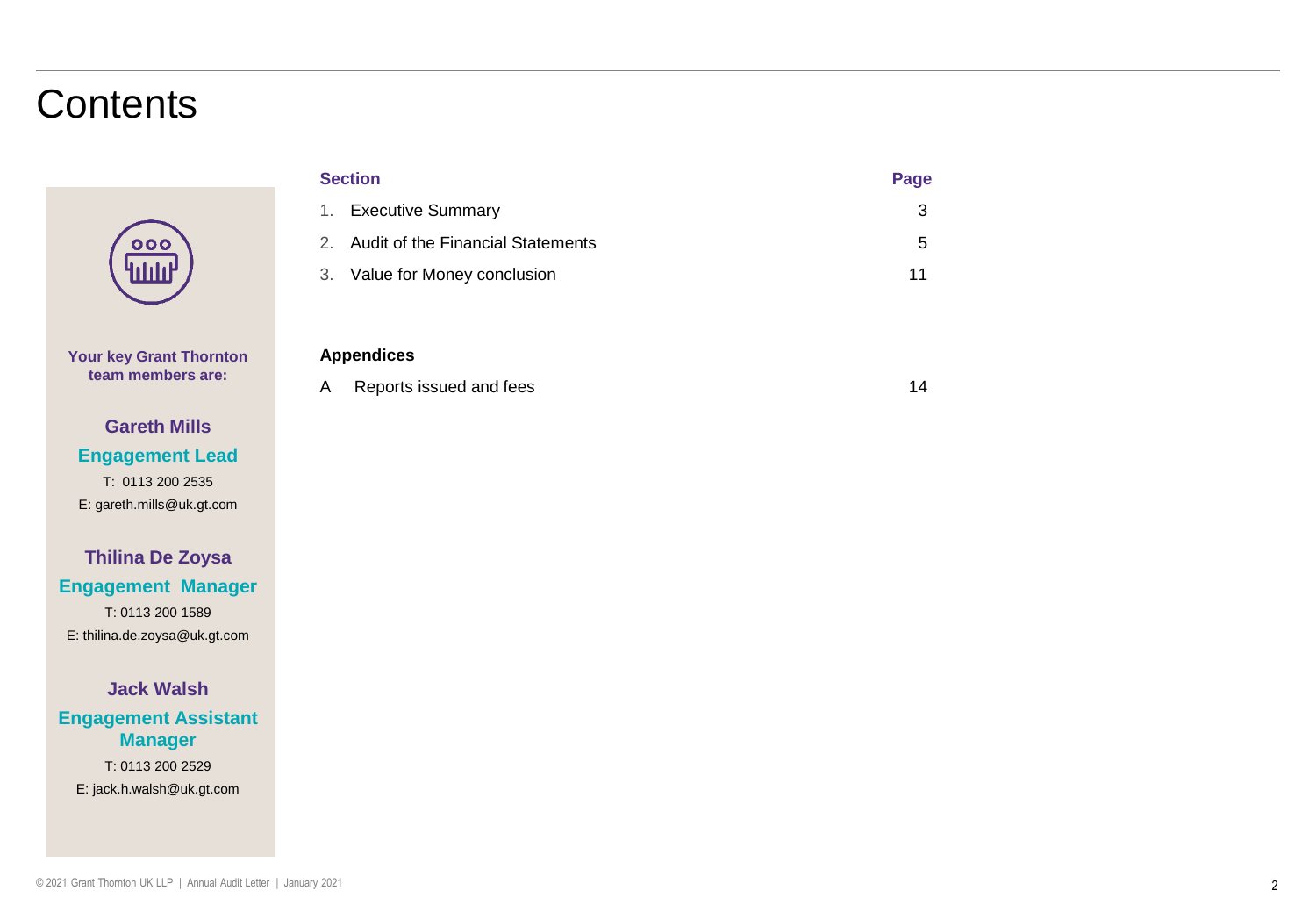# Contents

| Section | | Page |
|---|---|---|
| 1. | Executive Summary | 3 |
| 2. | Audit of the Financial Statements | 5 |
| 3. | Value for Money conclusion | 11 |

**Appendices**

| | | |
|---|---|---|
| A | Reports issued and fees | 14 |

**Your key Grant Thornton team members are:**

**Gareth Mills**
**Engagement Lead**
T: 0113 200 2535
E: gareth.mills@uk.gt.com

**Thilina De Zoysa**
**Engagement Manager**
T: 0113 200 1589
E: thilina.de.zoysa@uk.gt.com

**Jack Walsh**
**Engagement Assistant Manager**
T: 0113 200 2529
E: jack.h.walsh@uk.gt.com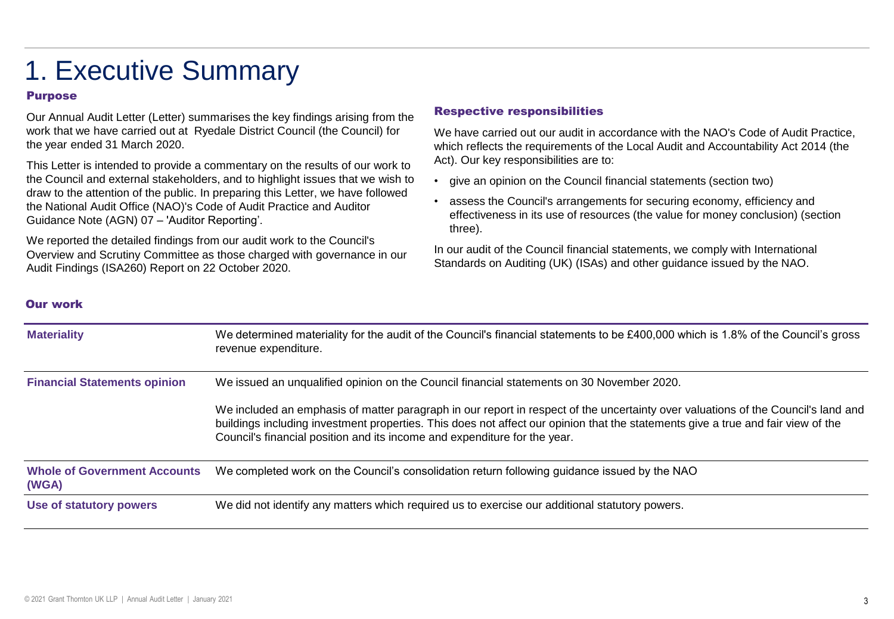# 1. Executive Summary

### Purpose

Our Annual Audit Letter (Letter) summarises the key findings arising from the work that we have carried out at  Ryedale District Council (the Council) for the year ended 31 March 2020.

This Letter is intended to provide a commentary on the results of our work to the Council and external stakeholders, and to highlight issues that we wish to draw to the attention of the public. In preparing this Letter, we have followed the National Audit Office (NAO)'s Code of Audit Practice and Auditor Guidance Note (AGN) 07 – 'Auditor Reporting'.

We reported the detailed findings from our audit work to the Council's Overview and Scrutiny Committee as those charged with governance in our Audit Findings (ISA260) Report on 22 October 2020.

### Respective responsibilities

We have carried out our audit in accordance with the NAO's Code of Audit Practice, which reflects the requirements of the Local Audit and Accountability Act 2014 (the Act). Our key responsibilities are to:

- give an opinion on the Council financial statements (section two)
- assess the Council's arrangements for securing economy, efficiency and effectiveness in its use of resources (the value for money conclusion) (section three).

In our audit of the Council financial statements, we comply with International Standards on Auditing (UK) (ISAs) and other guidance issued by the NAO.

### Our work

| | |
|---|---|
| **Materiality** | We determined materiality for the audit of the Council's financial statements to be £400,000 which is 1.8% of the Council's gross revenue expenditure. |
| **Financial Statements opinion** | We issued an unqualified opinion on the Council financial statements on 30 November 2020.<br><br>We included an emphasis of matter paragraph in our report in respect of the uncertainty over valuations of the Council's land and buildings including investment properties. This does not affect our opinion that the statements give a true and fair view of the Council's financial position and its income and expenditure for the year. |
| **Whole of Government Accounts (WGA)** | We completed work on the Council's consolidation return following guidance issued by the NAO |
| **Use of statutory powers** | We did not identify any matters which required us to exercise our additional statutory powers. |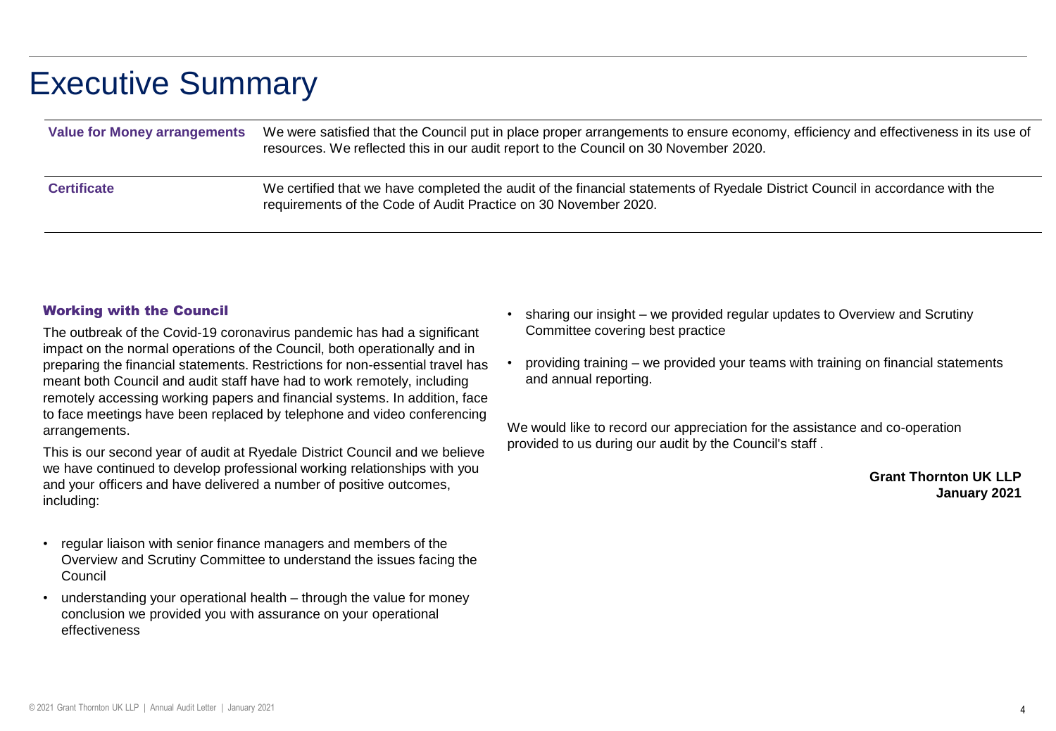# Executive Summary

| | |
|---|---|
| **Value for Money arrangements** | We were satisfied that the Council put in place proper arrangements to ensure economy, efficiency and effectiveness in its use of resources. We reflected this in our audit report to the Council on 30 November 2020. |
| **Certificate** | We certified that we have completed the audit of the financial statements of Ryedale District Council in accordance with the requirements of the Code of Audit Practice on 30 November 2020. |

### Working with the Council

The outbreak of the Covid-19 coronavirus pandemic has had a significant impact on the normal operations of the Council, both operationally and in preparing the financial statements. Restrictions for non-essential travel has meant both Council and audit staff have had to work remotely, including remotely accessing working papers and financial systems. In addition, face to face meetings have been replaced by telephone and video conferencing arrangements.

This is our second year of audit at Ryedale District Council and we believe we have continued to develop professional working relationships with you and your officers and have delivered a number of positive outcomes, including:

- regular liaison with senior finance managers and members of the Overview and Scrutiny Committee to understand the issues facing the Council
- understanding your operational health – through the value for money conclusion we provided you with assurance on your operational effectiveness
- sharing our insight – we provided regular updates to Overview and Scrutiny Committee covering best practice
- providing training – we provided your teams with training on financial statements and annual reporting.

We would like to record our appreciation for the assistance and co-operation provided to us during our audit by the Council's staff .

**Grant Thornton UK LLP**
**January 2021**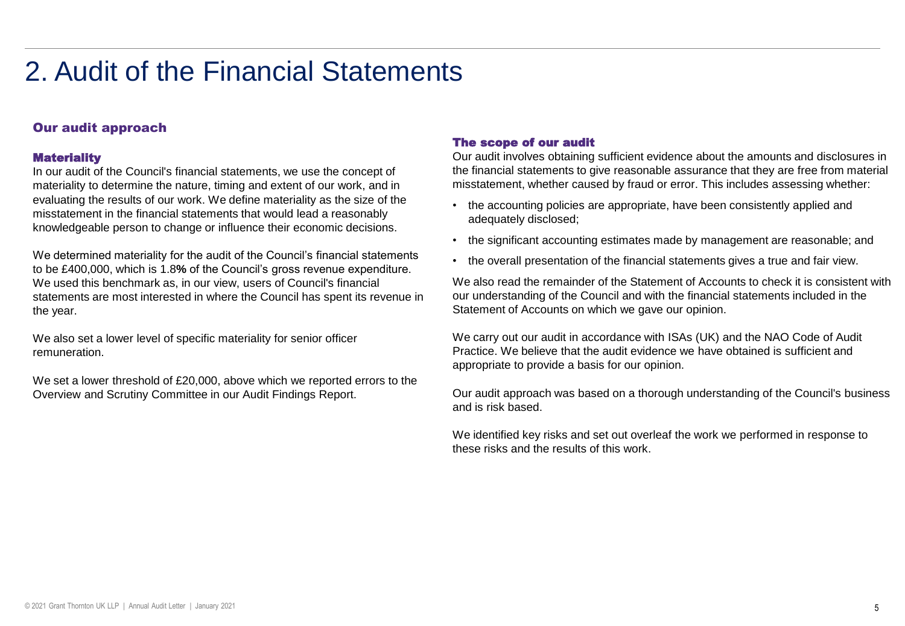# 2. Audit of the Financial Statements

## Our audit approach

### Materiality

In our audit of the Council's financial statements, we use the concept of materiality to determine the nature, timing and extent of our work, and in evaluating the results of our work. We define materiality as the size of the misstatement in the financial statements that would lead a reasonably knowledgeable person to change or influence their economic decisions.

We determined materiality for the audit of the Council's financial statements to be £400,000, which is 1.8**%** of the Council's gross revenue expenditure. We used this benchmark as, in our view, users of Council's financial statements are most interested in where the Council has spent its revenue in the year.

We also set a lower level of specific materiality for senior officer remuneration.

We set a lower threshold of £20,000, above which we reported errors to the Overview and Scrutiny Committee in our Audit Findings Report.

### The scope of our audit

Our audit involves obtaining sufficient evidence about the amounts and disclosures in the financial statements to give reasonable assurance that they are free from material misstatement, whether caused by fraud or error. This includes assessing whether:

- the accounting policies are appropriate, have been consistently applied and adequately disclosed;
- the significant accounting estimates made by management are reasonable; and
- the overall presentation of the financial statements gives a true and fair view.

We also read the remainder of the Statement of Accounts to check it is consistent with our understanding of the Council and with the financial statements included in the Statement of Accounts on which we gave our opinion.

We carry out our audit in accordance with ISAs (UK) and the NAO Code of Audit Practice. We believe that the audit evidence we have obtained is sufficient and appropriate to provide a basis for our opinion.

Our audit approach was based on a thorough understanding of the Council's business and is risk based.

We identified key risks and set out overleaf the work we performed in response to these risks and the results of this work.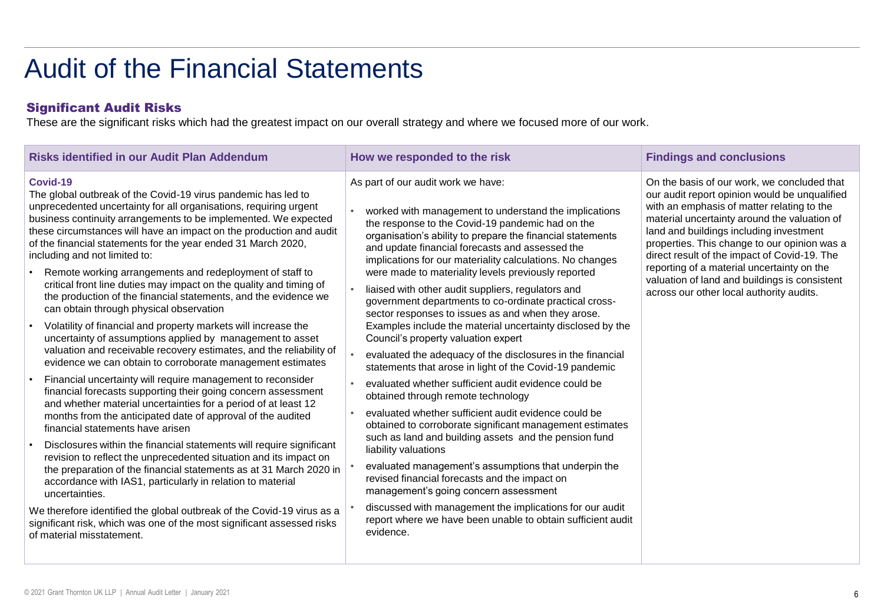# Audit of the Financial Statements

### Significant Audit Risks

These are the significant risks which had the greatest impact on our overall strategy and where we focused more of our work.

| Risks identified in our Audit Plan Addendum | How we responded to the risk | Findings and conclusions |
|---|---|---|
| **Covid-19**<br>The global outbreak of the Covid-19 virus pandemic has led to unprecedented uncertainty for all organisations, requiring urgent business continuity arrangements to be implemented. We expected these circumstances will have an impact on the production and audit of the financial statements for the year ended 31 March 2020, including and not limited to:<br>• Remote working arrangements and redeployment of staff to critical front line duties may impact on the quality and timing of the production of the financial statements, and the evidence we can obtain through physical observation<br>• Volatility of financial and property markets will increase the uncertainty of assumptions applied by management to asset valuation and receivable recovery estimates, and the reliability of evidence we can obtain to corroborate management estimates<br>• Financial uncertainty will require management to reconsider financial forecasts supporting their going concern assessment and whether material uncertainties for a period of at least 12 months from the anticipated date of approval of the audited financial statements have arisen<br>• Disclosures within the financial statements will require significant revision to reflect the unprecedented situation and its impact on the preparation of the financial statements as at 31 March 2020 in accordance with IAS1, particularly in relation to material uncertainties.<br>We therefore identified the global outbreak of the Covid-19 virus as a significant risk, which was one of the most significant assessed risks of material misstatement. | As part of our audit work we have:<br>• worked with management to understand the implications the response to the Covid-19 pandemic had on the organisation's ability to prepare the financial statements and update financial forecasts and assessed the implications for our materiality calculations. No changes were made to materiality levels previously reported<br>• liaised with other audit suppliers, regulators and government departments to co-ordinate practical cross-sector responses to issues as and when they arose. Examples include the material uncertainty disclosed by the Council's property valuation expert<br>• evaluated the adequacy of the disclosures in the financial statements that arose in light of the Covid-19 pandemic<br>• evaluated whether sufficient audit evidence could be obtained through remote technology<br>• evaluated whether sufficient audit evidence could be obtained to corroborate significant management estimates such as land and building assets and the pension fund liability valuations<br>• evaluated management's assumptions that underpin the revised financial forecasts and the impact on management's going concern assessment<br>• discussed with management the implications for our audit report where we have been unable to obtain sufficient audit evidence. | On the basis of our work, we concluded that our audit report opinion would be unqualified with an emphasis of matter relating to the material uncertainty around the valuation of land and buildings including investment properties. This change to our opinion was a direct result of the impact of Covid-19. The reporting of a material uncertainty on the valuation of land and buildings is consistent across our other local authority audits. |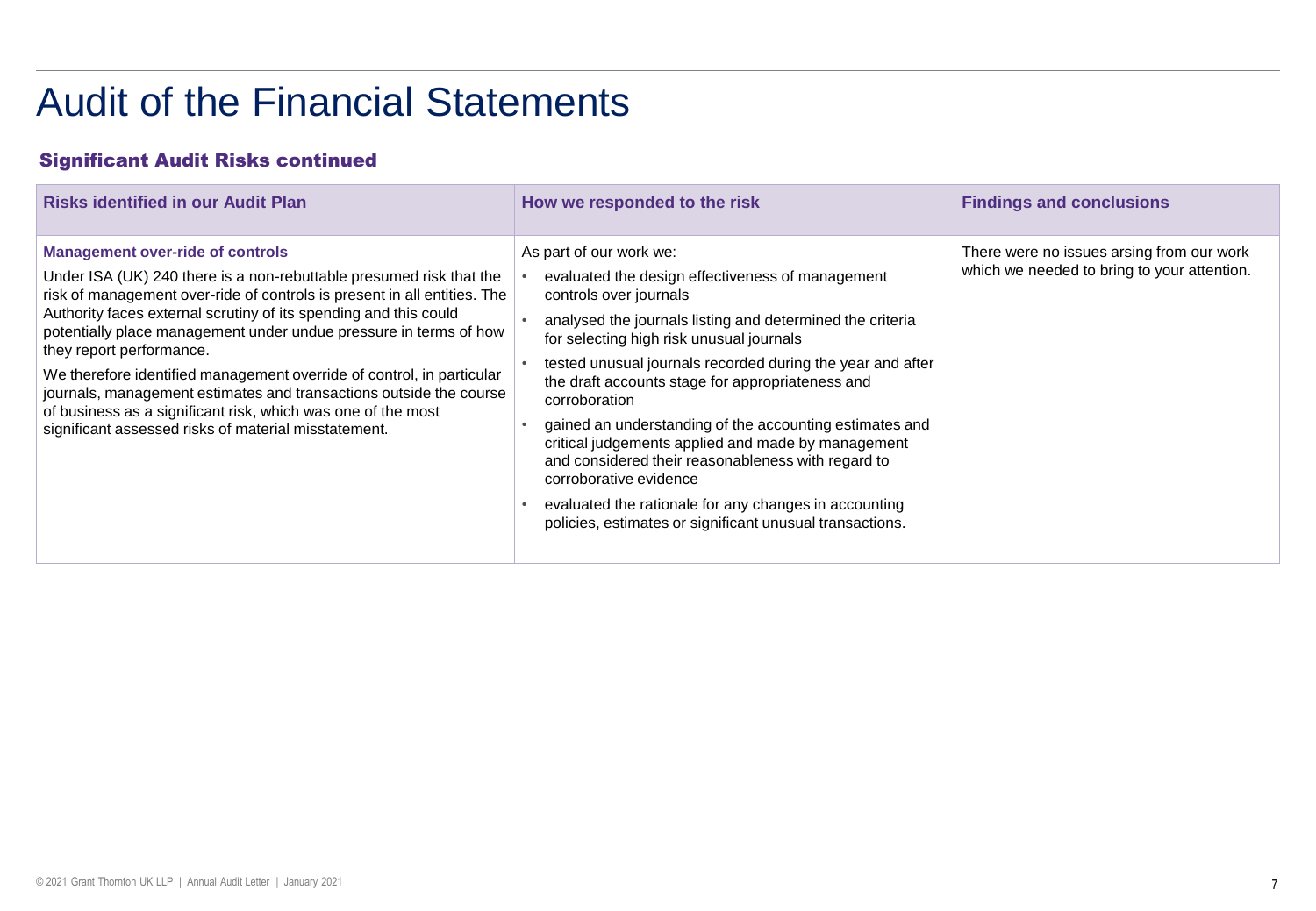# Audit of the Financial Statements

## Significant Audit Risks continued

| Risks identified in our Audit Plan | How we responded to the risk | Findings and conclusions |
|---|---|---|
| **Management over-ride of controls**<br><br>Under ISA (UK) 240 there is a non-rebuttable presumed risk that the risk of management over-ride of controls is present in all entities. The Authority faces external scrutiny of its spending and this could potentially place management under undue pressure in terms of how they report performance.<br><br>We therefore identified management override of control, in particular journals, management estimates and transactions outside the course of business as a significant risk, which was one of the most significant assessed risks of material misstatement. | As part of our work we:<br><br>• evaluated the design effectiveness of management controls over journals<br>• analysed the journals listing and determined the criteria for selecting high risk unusual journals<br>• tested unusual journals recorded during the year and after the draft accounts stage for appropriateness and corroboration<br>• gained an understanding of the accounting estimates and critical judgements applied and made by management and considered their reasonableness with regard to corroborative evidence<br>• evaluated the rationale for any changes in accounting policies, estimates or significant unusual transactions. | There were no issues arsing from our work which we needed to bring to your attention. |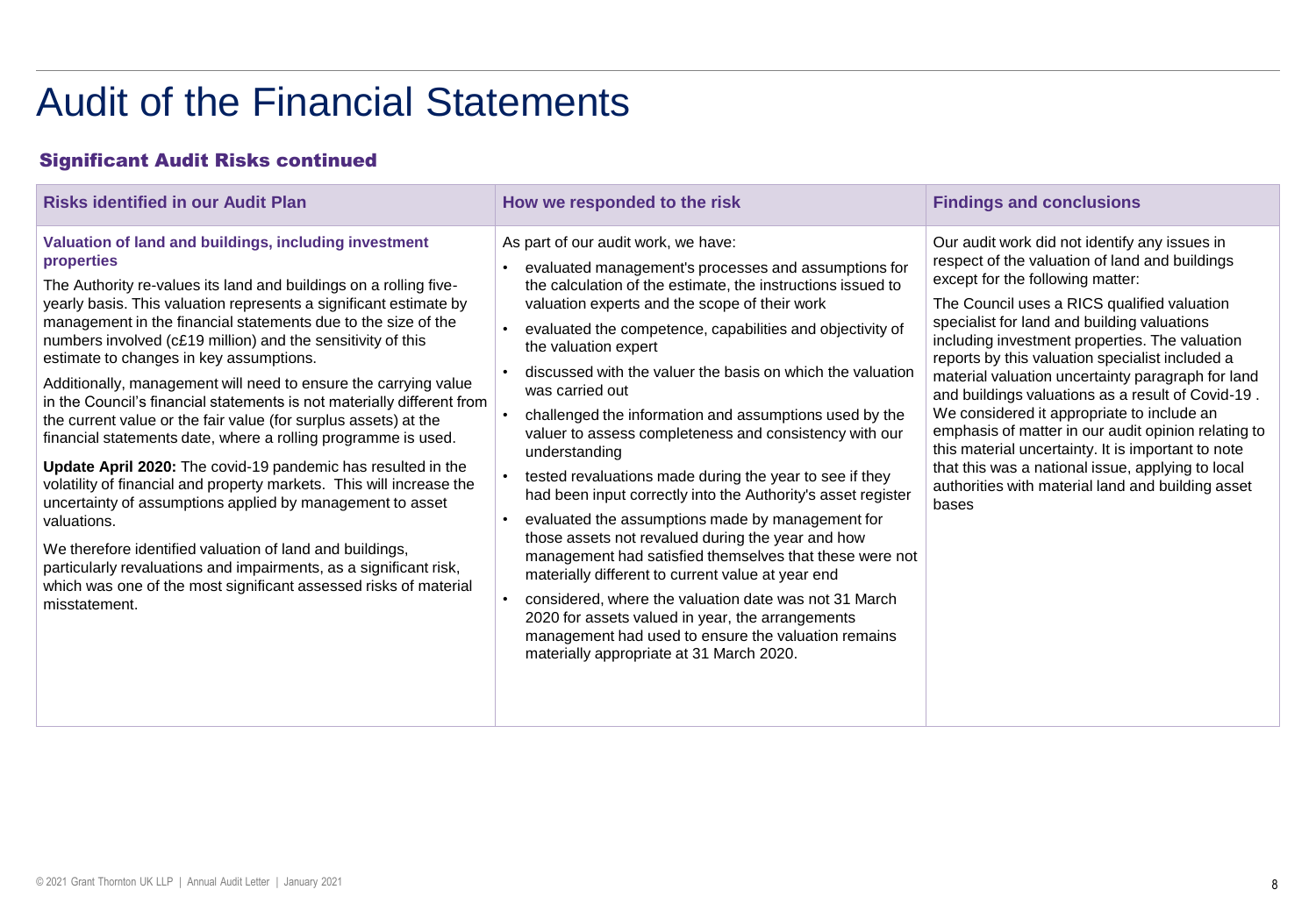# Audit of the Financial Statements

## Significant Audit Risks continued

| Risks identified in our Audit Plan | How we responded to the risk | Findings and conclusions |
|---|---|---|
| **Valuation of land and buildings, including investment properties**<br><br>The Authority re-values its land and buildings on a rolling five-yearly basis. This valuation represents a significant estimate by management in the financial statements due to the size of the numbers involved (c£19 million) and the sensitivity of this estimate to changes in key assumptions.<br><br>Additionally, management will need to ensure the carrying value in the Council's financial statements is not materially different from the current value or the fair value (for surplus assets) at the financial statements date, where a rolling programme is used.<br><br>**Update April 2020:** The covid-19 pandemic has resulted in the volatility of financial and property markets. This will increase the uncertainty of assumptions applied by management to asset valuations.<br><br>We therefore identified valuation of land and buildings, particularly revaluations and impairments, as a significant risk, which was one of the most significant assessed risks of material misstatement. | As part of our audit work, we have:<br><br>• evaluated management's processes and assumptions for the calculation of the estimate, the instructions issued to valuation experts and the scope of their work<br>• evaluated the competence, capabilities and objectivity of the valuation expert<br>• discussed with the valuer the basis on which the valuation was carried out<br>• challenged the information and assumptions used by the valuer to assess completeness and consistency with our understanding<br>• tested revaluations made during the year to see if they had been input correctly into the Authority's asset register<br>• evaluated the assumptions made by management for those assets not revalued during the year and how management had satisfied themselves that these were not materially different to current value at year end<br>• considered, where the valuation date was not 31 March 2020 for assets valued in year, the arrangements management had used to ensure the valuation remains materially appropriate at 31 March 2020. | Our audit work did not identify any issues in respect of the valuation of land and buildings except for the following matter:<br><br>The Council uses a RICS qualified valuation specialist for land and building valuations including investment properties. The valuation reports by this valuation specialist included a material valuation uncertainty paragraph for land and buildings valuations as a result of Covid-19 . We considered it appropriate to include an emphasis of matter in our audit opinion relating to this material uncertainty. It is important to note that this was a national issue, applying to local authorities with material land and building asset bases |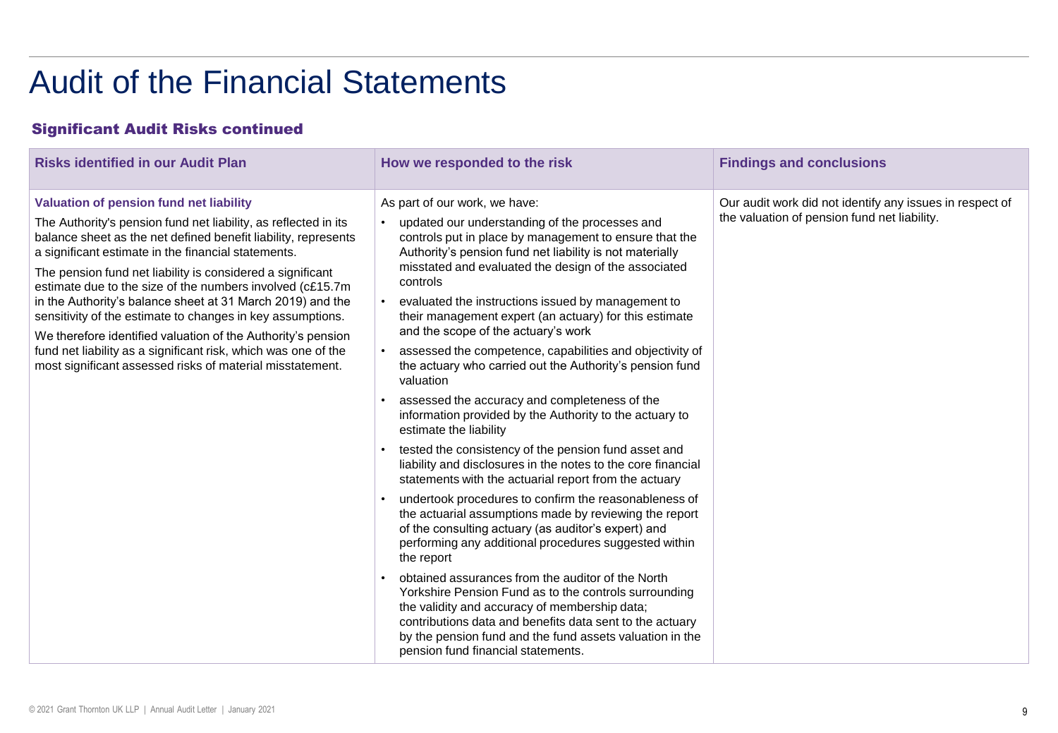# Audit of the Financial Statements

## Significant Audit Risks continued

| Risks identified in our Audit Plan | How we responded to the risk | Findings and conclusions |
|---|---|---|
| **Valuation of pension fund net liability**<br><br>The Authority's pension fund net liability, as reflected in its balance sheet as the net defined benefit liability, represents a significant estimate in the financial statements.<br><br>The pension fund net liability is considered a significant estimate due to the size of the numbers involved (c£15.7m in the Authority's balance sheet at 31 March 2019) and the sensitivity of the estimate to changes in key assumptions.<br><br>We therefore identified valuation of the Authority's pension fund net liability as a significant risk, which was one of the most significant assessed risks of material misstatement. | As part of our work, we have:<br><br>• updated our understanding of the processes and controls put in place by management to ensure that the Authority's pension fund net liability is not materially misstated and evaluated the design of the associated controls<br>• evaluated the instructions issued by management to their management expert (an actuary) for this estimate and the scope of the actuary's work<br>• assessed the competence, capabilities and objectivity of the actuary who carried out the Authority's pension fund valuation<br>• assessed the accuracy and completeness of the information provided by the Authority to the actuary to estimate the liability<br>• tested the consistency of the pension fund asset and liability and disclosures in the notes to the core financial statements with the actuarial report from the actuary<br>• undertook procedures to confirm the reasonableness of the actuarial assumptions made by reviewing the report of the consulting actuary (as auditor's expert) and performing any additional procedures suggested within the report<br>• obtained assurances from the auditor of the North Yorkshire Pension Fund as to the controls surrounding the validity and accuracy of membership data; contributions data and benefits data sent to the actuary by the pension fund and the fund assets valuation in the pension fund financial statements. | Our audit work did not identify any issues in respect of the valuation of pension fund net liability. |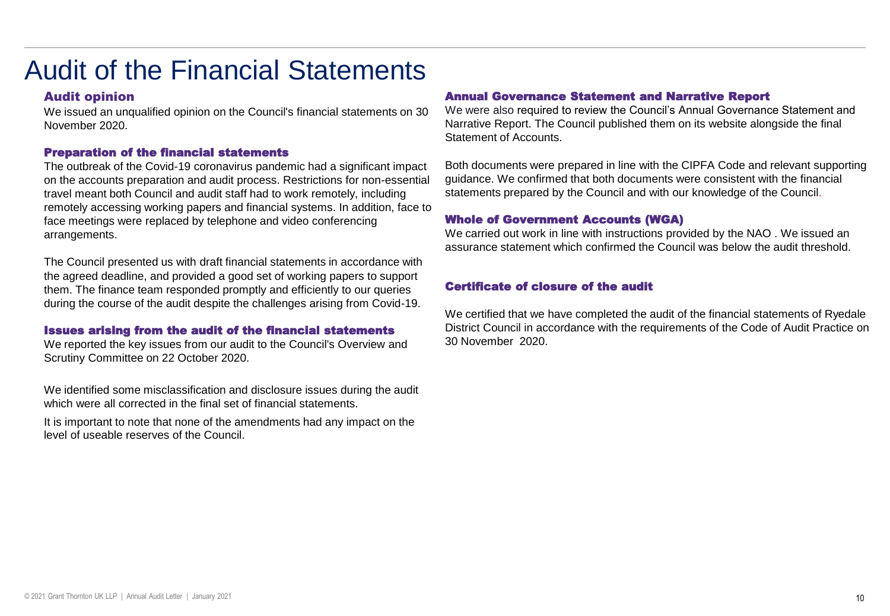# Audit of the Financial Statements

## Audit opinion

We issued an unqualified opinion on the Council's financial statements on 30 November 2020.

## Preparation of the financial statements

The outbreak of the Covid-19 coronavirus pandemic had a significant impact on the accounts preparation and audit process. Restrictions for non-essential travel meant both Council and audit staff had to work remotely, including remotely accessing working papers and financial systems. In addition, face to face meetings were replaced by telephone and video conferencing arrangements.

The Council presented us with draft financial statements in accordance with the agreed deadline, and provided a good set of working papers to support them. The finance team responded promptly and efficiently to our queries during the course of the audit despite the challenges arising from Covid-19.

## Issues arising from the audit of the financial statements

We reported the key issues from our audit to the Council's Overview and Scrutiny Committee on 22 October 2020.

We identified some misclassification and disclosure issues during the audit which were all corrected in the final set of financial statements.

It is important to note that none of the amendments had any impact on the level of useable reserves of the Council.

## Annual Governance Statement and Narrative Report

We were also required to review the Council's Annual Governance Statement and Narrative Report. The Council published them on its website alongside the final Statement of Accounts.

Both documents were prepared in line with the CIPFA Code and relevant supporting guidance. We confirmed that both documents were consistent with the financial statements prepared by the Council and with our knowledge of the Council.

## Whole of Government Accounts (WGA)

We carried out work in line with instructions provided by the NAO . We issued an assurance statement which confirmed the Council was below the audit threshold.

## Certificate of closure of the audit

We certified that we have completed the audit of the financial statements of Ryedale District Council in accordance with the requirements of the Code of Audit Practice on 30 November 2020.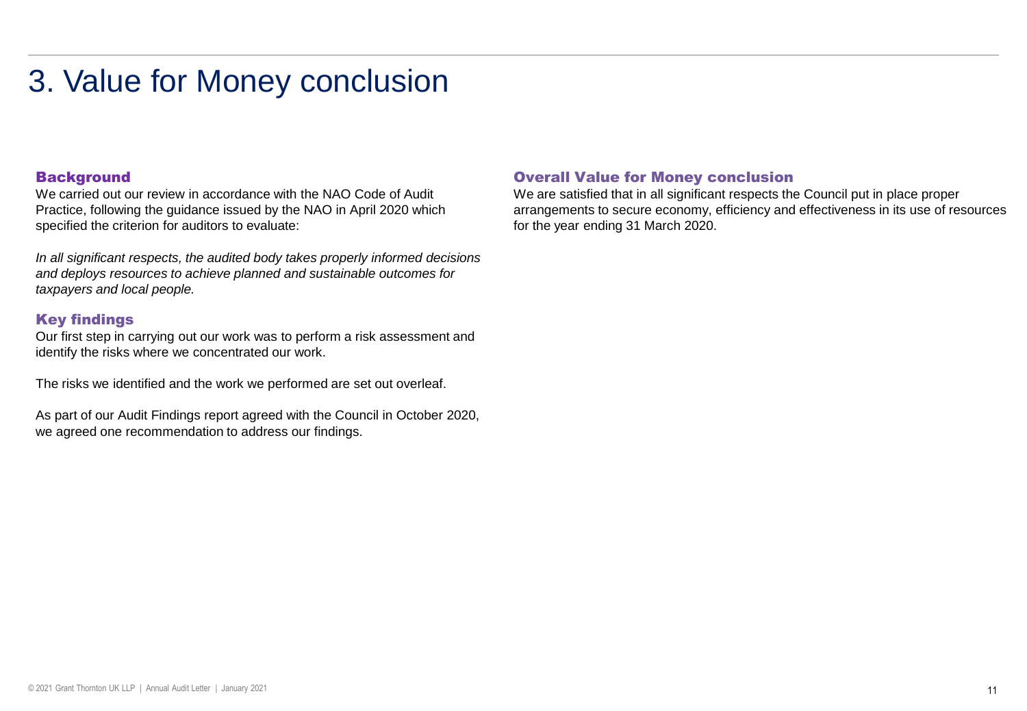# 3. Value for Money conclusion

### Background

We carried out our review in accordance with the NAO Code of Audit Practice, following the guidance issued by the NAO in April 2020 which specified the criterion for auditors to evaluate:

*In all significant respects, the audited body takes properly informed decisions and deploys resources to achieve planned and sustainable outcomes for taxpayers and local people.*

### Key findings

Our first step in carrying out our work was to perform a risk assessment and identify the risks where we concentrated our work.

The risks we identified and the work we performed are set out overleaf.

As part of our Audit Findings report agreed with the Council in October 2020, we agreed one recommendation to address our findings.

### Overall Value for Money conclusion

We are satisfied that in all significant respects the Council put in place proper arrangements to secure economy, efficiency and effectiveness in its use of resources for the year ending 31 March 2020.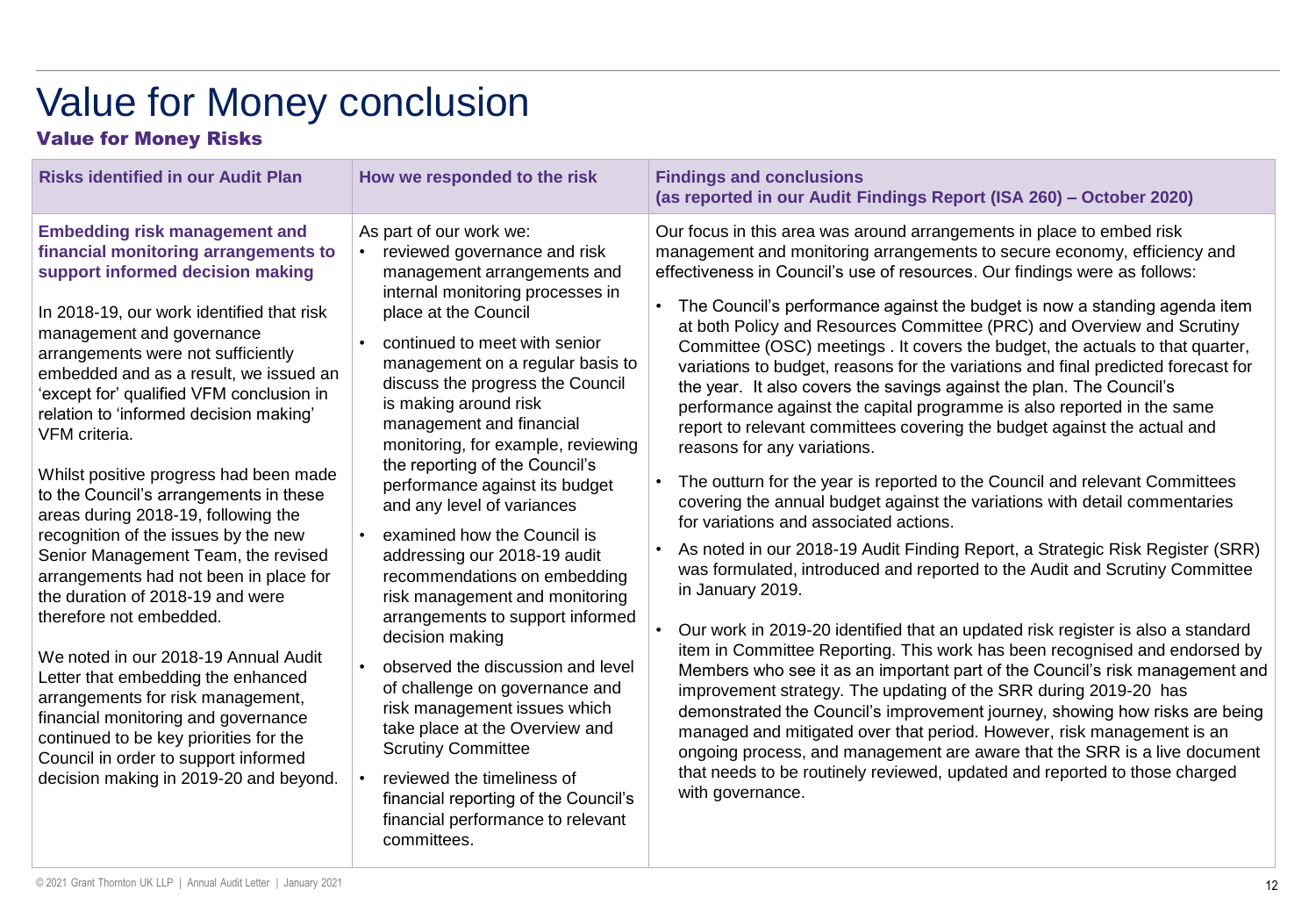# Value for Money conclusion

## Value for Money Risks

| Risks identified in our Audit Plan | How we responded to the risk | Findings and conclusions (as reported in our Audit Findings Report (ISA 260) – October 2020) |
|---|---|---|
| **Embedding risk management and financial monitoring arrangements to support informed decision making**<br><br>In 2018-19, our work identified that risk management and governance arrangements were not sufficiently embedded and as a result, we issued an 'except for' qualified VFM conclusion in relation to 'informed decision making' VFM criteria.<br><br>Whilst positive progress had been made to the Council's arrangements in these areas during 2018-19, following the recognition of the issues by the new Senior Management Team, the revised arrangements had not been in place for the duration of 2018-19 and were therefore not embedded.<br><br>We noted in our 2018-19 Annual Audit Letter that embedding the enhanced arrangements for risk management, financial monitoring and governance continued to be key priorities for the Council in order to support informed decision making in 2019-20 and beyond. | As part of our work we:<br>• reviewed governance and risk management arrangements and internal monitoring processes in place at the Council<br>• continued to meet with senior management on a regular basis to discuss the progress the Council is making around risk management and financial monitoring, for example, reviewing the reporting of the Council's performance against its budget and any level of variances<br>• examined how the Council is addressing our 2018-19 audit recommendations on embedding risk management and monitoring arrangements to support informed decision making<br>• observed the discussion and level of challenge on governance and risk management issues which take place at the Overview and Scrutiny Committee<br>• reviewed the timeliness of financial reporting of the Council's financial performance to relevant committees. | Our focus in this area was around arrangements in place to embed risk management and monitoring arrangements to secure economy, efficiency and effectiveness in Council's use of resources. Our findings were as follows:<br>• The Council's performance against the budget is now a standing agenda item at both Policy and Resources Committee (PRC) and Overview and Scrutiny Committee (OSC) meetings . It covers the budget, the actuals to that quarter, variations to budget, reasons for the variations and final predicted forecast for the year. It also covers the savings against the plan. The Council's performance against the capital programme is also reported in the same report to relevant committees covering the budget against the actual and reasons for any variations.<br>• The outturn for the year is reported to the Council and relevant Committees covering the annual budget against the variations with detail commentaries for variations and associated actions.<br>• As noted in our 2018-19 Audit Finding Report, a Strategic Risk Register (SRR) was formulated, introduced and reported to the Audit and Scrutiny Committee in January 2019.<br>• Our work in 2019-20 identified that an updated risk register is also a standard item in Committee Reporting. This work has been recognised and endorsed by Members who see it as an important part of the Council's risk management and improvement strategy. The updating of the SRR during 2019-20 has demonstrated the Council's improvement journey, showing how risks are being managed and mitigated over that period. However, risk management is an ongoing process, and management are aware that the SRR is a live document that needs to be routinely reviewed, updated and reported to those charged with governance. |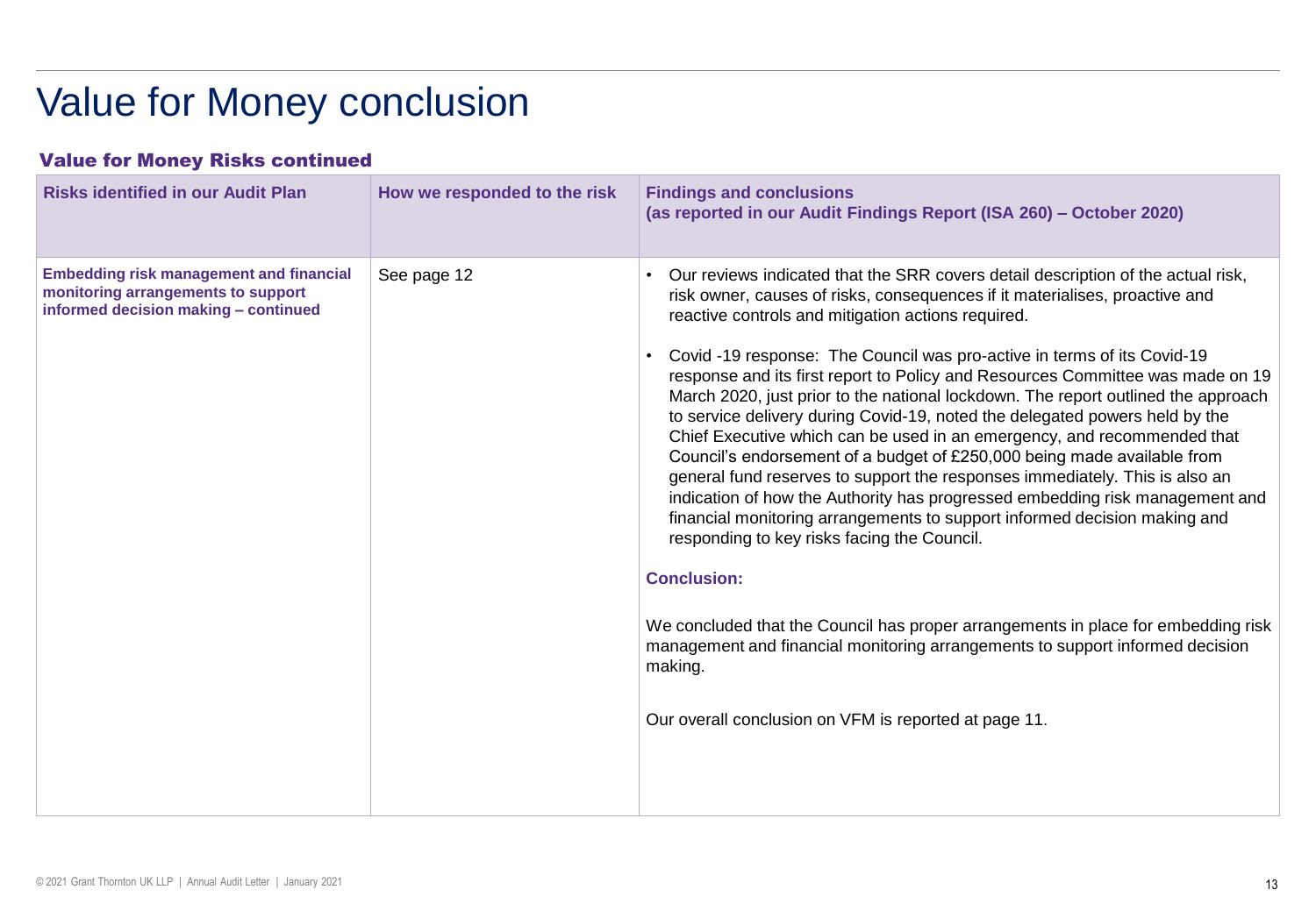# Value for Money conclusion

## Value for Money Risks continued

| Risks identified in our Audit Plan | How we responded to the risk | Findings and conclusions (as reported in our Audit Findings Report (ISA 260) – October 2020) |
|---|---|---|
| **Embedding risk management and financial monitoring arrangements to support informed decision making – continued** | See page 12 | • Our reviews indicated that the SRR covers detail description of the actual risk, risk owner, causes of risks, consequences if it materialises, proactive and reactive controls and mitigation actions required.<br><br>• Covid -19 response: The Council was pro-active in terms of its Covid-19 response and its first report to Policy and Resources Committee was made on 19 March 2020, just prior to the national lockdown. The report outlined the approach to service delivery during Covid-19, noted the delegated powers held by the Chief Executive which can be used in an emergency, and recommended that Council's endorsement of a budget of £250,000 being made available from general fund reserves to support the responses immediately. This is also an indication of how the Authority has progressed embedding risk management and financial monitoring arrangements to support informed decision making and responding to key risks facing the Council.<br><br>**Conclusion:**<br><br>We concluded that the Council has proper arrangements in place for embedding risk management and financial monitoring arrangements to support informed decision making.<br><br>Our overall conclusion on VFM is reported at page 11. |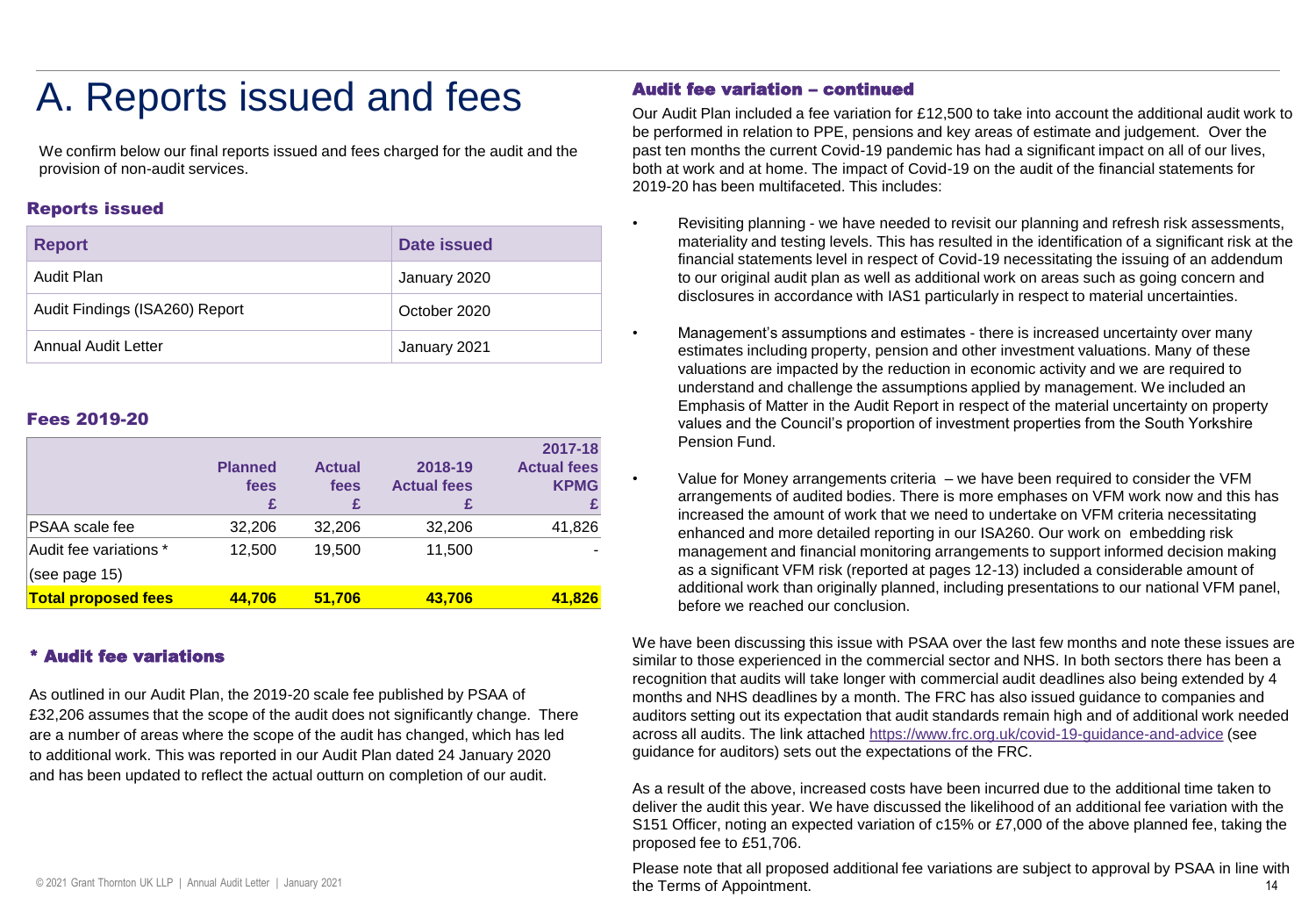# A. Reports issued and fees

We confirm below our final reports issued and fees charged for the audit and the provision of non-audit services.

### Reports issued

| Report | Date issued |
|---|---|
| Audit Plan | January 2020 |
| Audit Findings (ISA260) Report | October 2020 |
| Annual Audit Letter | January 2021 |

### Fees 2019-20

| | Planned fees £ | Actual fees £ | 2018-19 Actual fees £ | 2017-18 Actual fees KPMG £ |
|---|---|---|---|---|
| PSAA scale fee | 32,206 | 32,206 | 32,206 | 41,826 |
| Audit fee variations * (see page 15) | 12,500 | 19,500 | 11,500 | - |
| **Total proposed fees** | **44,706** | **51,706** | **43,706** | **41,826** |

### * Audit fee variations

As outlined in our Audit Plan, the 2019-20 scale fee published by PSAA of £32,206 assumes that the scope of the audit does not significantly change. There are a number of areas where the scope of the audit has changed, which has led to additional work. This was reported in our Audit Plan dated 24 January 2020 and has been updated to reflect the actual outturn on completion of our audit.

### Audit fee variation – continued

Our Audit Plan included a fee variation for £12,500 to take into account the additional audit work to be performed in relation to PPE, pensions and key areas of estimate and judgement. Over the past ten months the current Covid-19 pandemic has had a significant impact on all of our lives, both at work and at home. The impact of Covid-19 on the audit of the financial statements for 2019-20 has been multifaceted. This includes:

- Revisiting planning - we have needed to revisit our planning and refresh risk assessments, materiality and testing levels. This has resulted in the identification of a significant risk at the financial statements level in respect of Covid-19 necessitating the issuing of an addendum to our original audit plan as well as additional work on areas such as going concern and disclosures in accordance with IAS1 particularly in respect to material uncertainties.
- Management's assumptions and estimates - there is increased uncertainty over many estimates including property, pension and other investment valuations. Many of these valuations are impacted by the reduction in economic activity and we are required to understand and challenge the assumptions applied by management. We included an Emphasis of Matter in the Audit Report in respect of the material uncertainty on property values and the Council's proportion of investment properties from the South Yorkshire Pension Fund.
- Value for Money arrangements criteria – we have been required to consider the VFM arrangements of audited bodies. There is more emphases on VFM work now and this has increased the amount of work that we need to undertake on VFM criteria necessitating enhanced and more detailed reporting in our ISA260. Our work on embedding risk management and financial monitoring arrangements to support informed decision making as a significant VFM risk (reported at pages 12-13) included a considerable amount of additional work than originally planned, including presentations to our national VFM panel, before we reached our conclusion.

We have been discussing this issue with PSAA over the last few months and note these issues are similar to those experienced in the commercial sector and NHS. In both sectors there has been a recognition that audits will take longer with commercial audit deadlines also being extended by 4 months and NHS deadlines by a month. The FRC has also issued guidance to companies and auditors setting out its expectation that audit standards remain high and of additional work needed across all audits. The link attached https://www.frc.org.uk/covid-19-guidance-and-advice (see guidance for auditors) sets out the expectations of the FRC.

As a result of the above, increased costs have been incurred due to the additional time taken to deliver the audit this year. We have discussed the likelihood of an additional fee variation with the S151 Officer, noting an expected variation of c15% or £7,000 of the above planned fee, taking the proposed fee to £51,706.

Please note that all proposed additional fee variations are subject to approval by PSAA in line with the Terms of Appointment.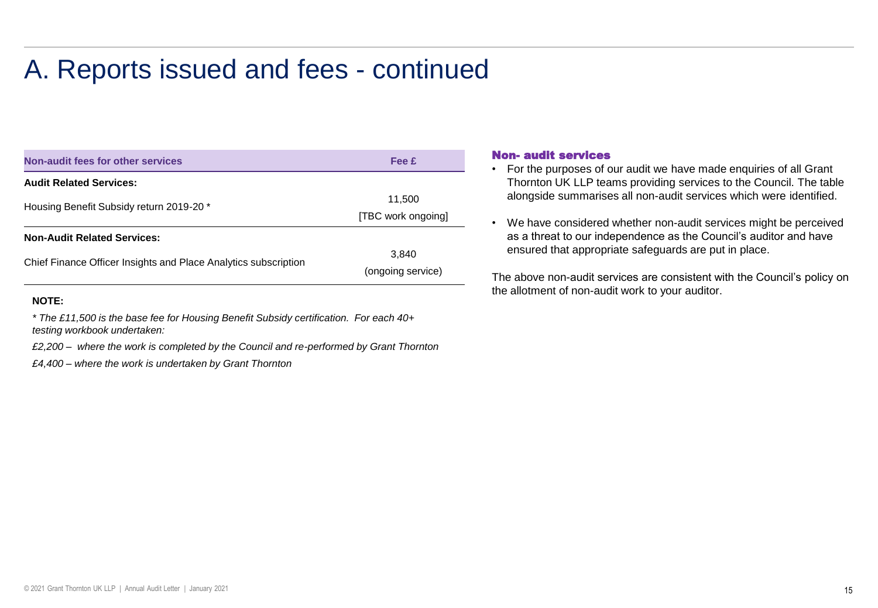# A. Reports issued and fees - continued

| Non-audit fees for other services | Fee £ |
|---|---|
| **Audit Related Services:** | |
| Housing Benefit Subsidy return 2019-20 * | 11,500 [TBC work ongoing] |
| **Non-Audit Related Services:** | |
| Chief Finance Officer Insights and Place Analytics subscription | 3,840 (ongoing service) |

**NOTE:**

*\* The £11,500 is the base fee for Housing Benefit Subsidy certification. For each 40+ testing workbook undertaken:*

*£2,200 – where the work is completed by the Council and re-performed by Grant Thornton*

*£4,400 – where the work is undertaken by Grant Thornton*

### Non- audit services

- For the purposes of our audit we have made enquiries of all Grant Thornton UK LLP teams providing services to the Council. The table alongside summarises all non-audit services which were identified.
- We have considered whether non-audit services might be perceived as a threat to our independence as the Council's auditor and have ensured that appropriate safeguards are put in place.

The above non-audit services are consistent with the Council's policy on the allotment of non-audit work to your auditor.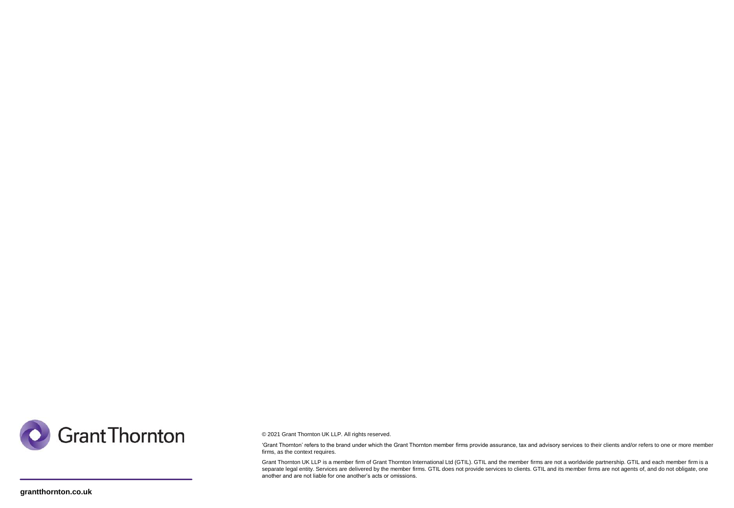Grant Thornton

© 2021 Grant Thornton UK LLP. All rights reserved.

'Grant Thornton' refers to the brand under which the Grant Thornton member firms provide assurance, tax and advisory services to their clients and/or refers to one or more member firms, as the context requires.

Grant Thornton UK LLP is a member firm of Grant Thornton International Ltd (GTIL). GTIL and the member firms are not a worldwide partnership. GTIL and each member firm is a separate legal entity. Services are delivered by the member firms. GTIL does not provide services to clients. GTIL and its member firms are not agents of, and do not obligate, one another and are not liable for one another's acts or omissions.

**grantthornton.co.uk**